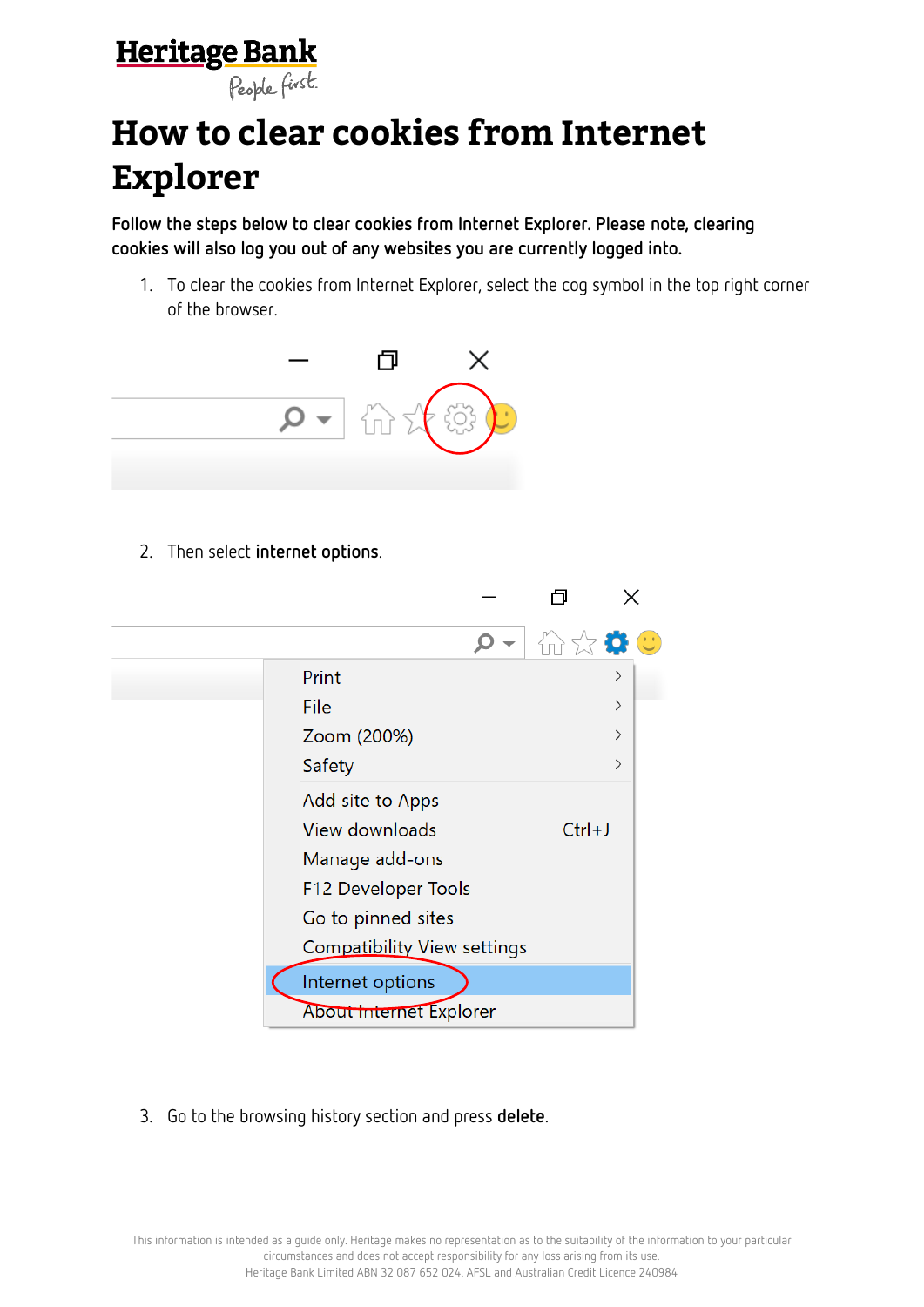# How to clear cookies from Internet Explorer

**Follow the steps below to clear cookies from Internet Explorer. Please note, clearing cookies will also log you out of any websites you are currently logged into.**

1. To clear the cookies from Internet Explorer, select the cog symbol in the top right corner of the browser.

2. Then select **internet options**.

3. Go to the browsing history section and press **delete**.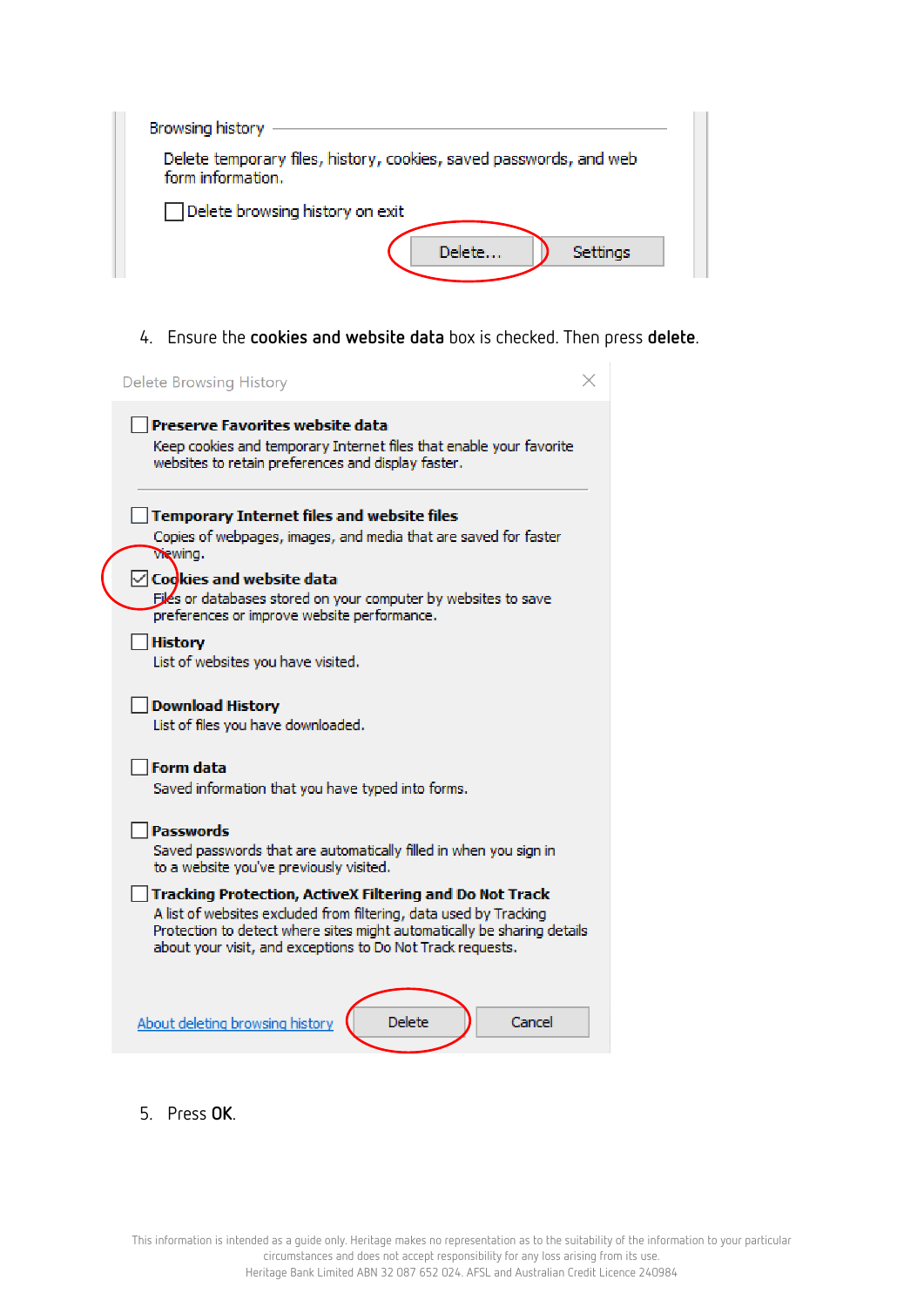Browsing history

Delete temporary files, history, cookies, saved passwords, and web form information.

☐ Delete browsing history on exit

Delete... Settings

4. Ensure the **cookies and website data** box is checked. Then press **delete**.

Delete Browsing History

☐ **Preserve Favorites website data**
Keep cookies and temporary Internet files that enable your favorite websites to retain preferences and display faster.

☐ **Temporary Internet files and website files**
Copies of webpages, images, and media that are saved for faster viewing.

☑ **Cookies and website data**
Files or databases stored on your computer by websites to save preferences or improve website performance.

☐ **History**
List of websites you have visited.

☐ **Download History**
List of files you have downloaded.

☐ **Form data**
Saved information that you have typed into forms.

☐ **Passwords**
Saved passwords that are automatically filled in when you sign in to a website you've previously visited.

☐ **Tracking Protection, ActiveX Filtering and Do Not Track**
A list of websites excluded from filtering, data used by Tracking Protection to detect where sites might automatically be sharing details about your visit, and exceptions to Do Not Track requests.

About deleting browsing history Delete Cancel

5. Press **OK**.

This information is intended as a guide only. Heritage makes no representation as to the suitability of the information to your particular circumstances and does not accept responsibility for any loss arising from its use.
Heritage Bank Limited ABN 32 087 652 024. AFSL and Australian Credit Licence 240984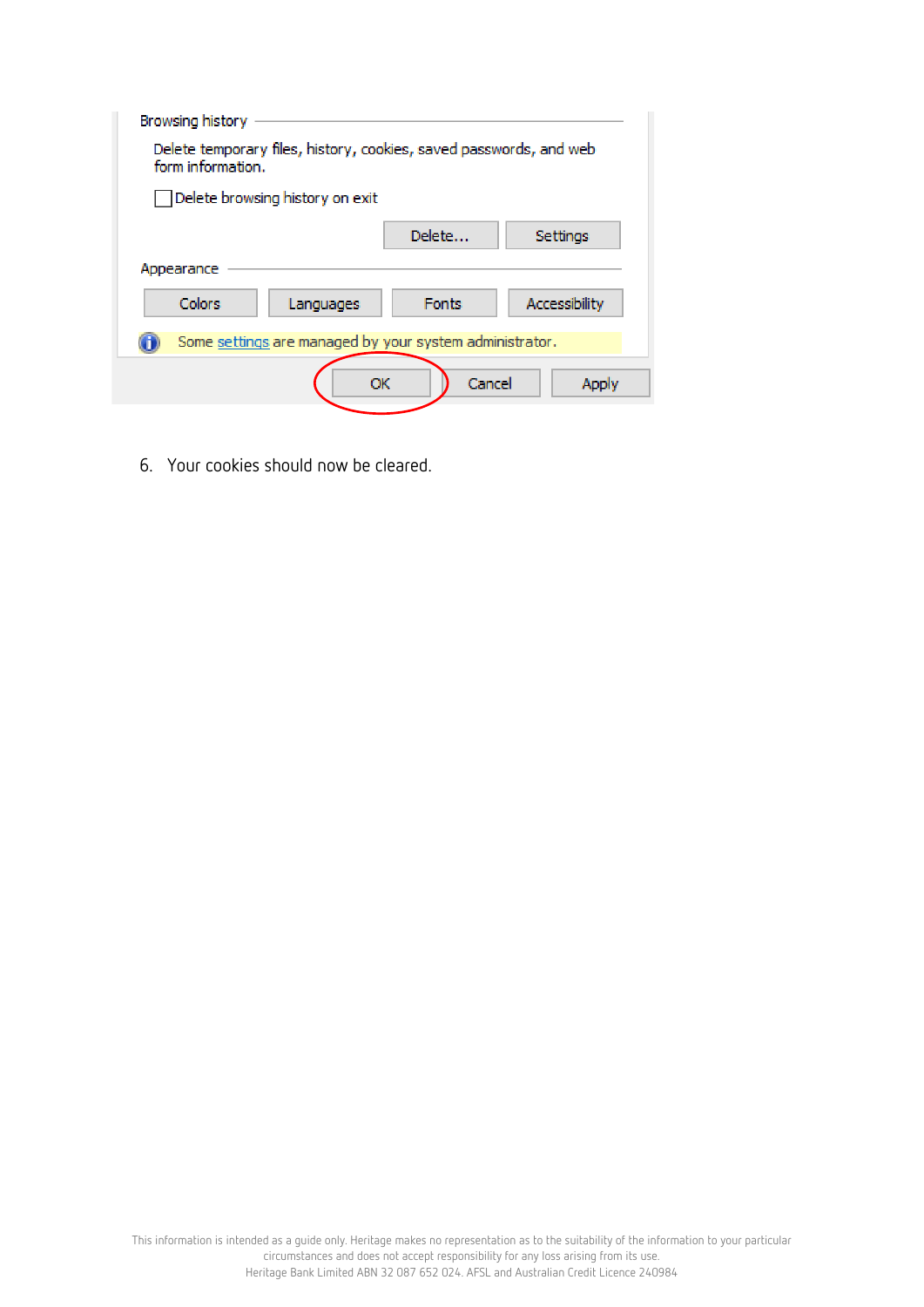6. Your cookies should now be cleared.

This information is intended as a guide only. Heritage makes no representation as to the suitability of the information to your particular circumstances and does not accept responsibility for any loss arising from its use.
Heritage Bank Limited ABN 32 087 652 024. AFSL and Australian Credit Licence 240984